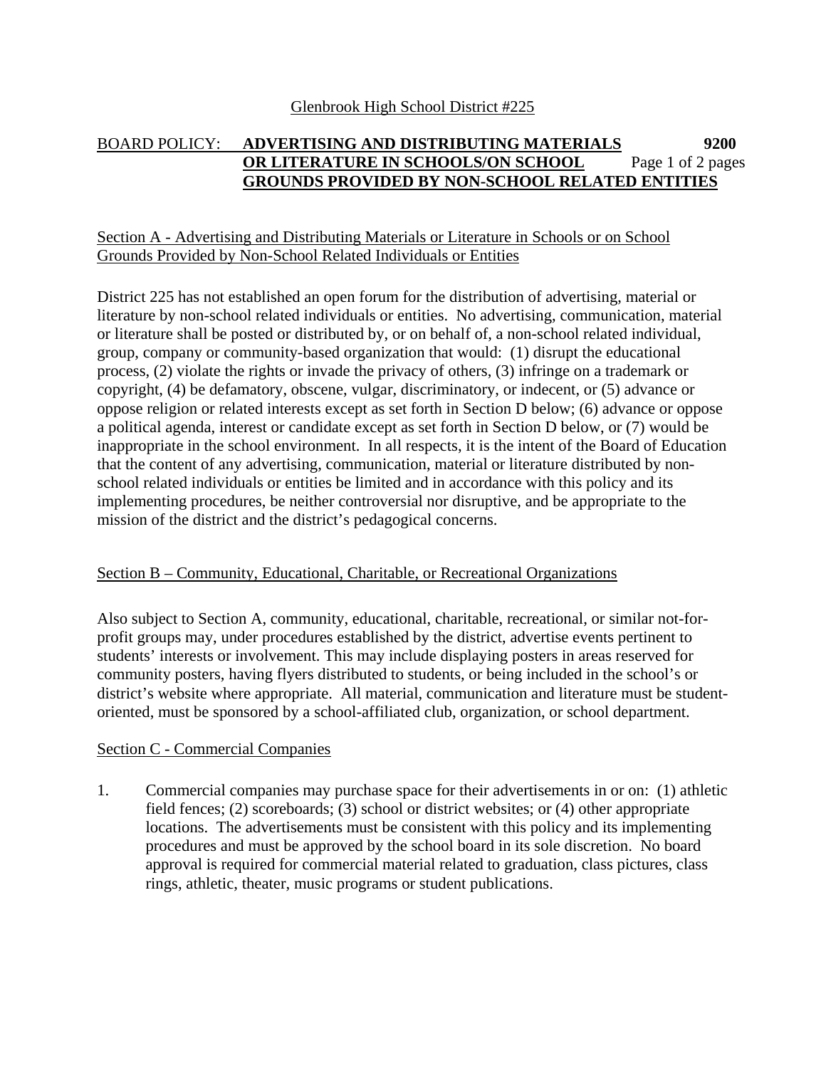Glenbrook High School District #225

**BOARD POLICY: ADVERTISING AND DISTRIBUTING MATERIALS OR LITERATURE IN SCHOOLS/ON SCHOOL GROUNDS PROVIDED BY NON-SCHOOL RELATED ENTITIES** **9200**

## Section A - Advertising and Distributing Materials or Literature in Schools or on School Grounds Provided by Non-School Related Individuals or Entities

District 225 has not established an open forum for the distribution of advertising, material or literature by non-school related individuals or entities. No advertising, communication, material or literature shall be posted or distributed by, or on behalf of, a non-school related individual, group, company or community-based organization that would: (1) disrupt the educational process, (2) violate the rights or invade the privacy of others, (3) infringe on a trademark or copyright, (4) be defamatory, obscene, vulgar, discriminatory, or indecent, or (5) advance or oppose religion or related interests except as set forth in Section D below; (6) advance or oppose a political agenda, interest or candidate except as set forth in Section D below, or (7) would be inappropriate in the school environment. In all respects, it is the intent of the Board of Education that the content of any advertising, communication, material or literature distributed by non-school related individuals or entities be limited and in accordance with this policy and its implementing procedures, be neither controversial nor disruptive, and be appropriate to the mission of the district and the district's pedagogical concerns.

## Section B – Community, Educational, Charitable, or Recreational Organizations

Also subject to Section A, community, educational, charitable, recreational, or similar not-for-profit groups may, under procedures established by the district, advertise events pertinent to students' interests or involvement. This may include displaying posters in areas reserved for community posters, having flyers distributed to students, or being included in the school's or district's website where appropriate. All material, communication and literature must be student-oriented, must be sponsored by a school-affiliated club, organization, or school department.

## Section C - Commercial Companies

1. Commercial companies may purchase space for their advertisements in or on: (1) athletic field fences; (2) scoreboards; (3) school or district websites; or (4) other appropriate locations. The advertisements must be consistent with this policy and its implementing procedures and must be approved by the school board in its sole discretion. No board approval is required for commercial material related to graduation, class pictures, class rings, athletic, theater, music programs or student publications.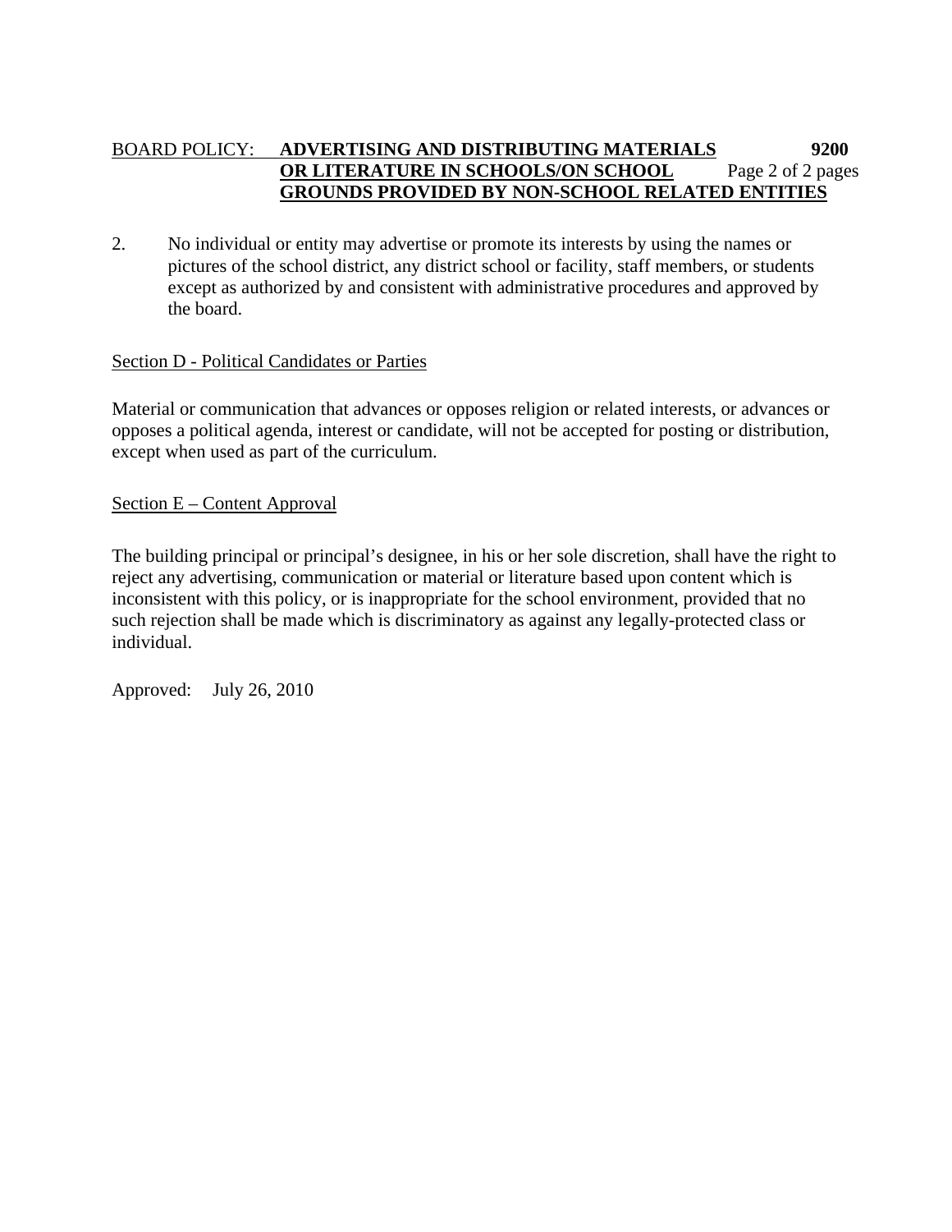2. No individual or entity may advertise or promote its interests by using the names or pictures of the school district, any district school or facility, staff members, or students except as authorized by and consistent with administrative procedures and approved by the board.

Section D - Political Candidates or Parties

Material or communication that advances or opposes religion or related interests, or advances or opposes a political agenda, interest or candidate, will not be accepted for posting or distribution, except when used as part of the curriculum.

Section E – Content Approval

The building principal or principal's designee, in his or her sole discretion, shall have the right to reject any advertising, communication or material or literature based upon content which is inconsistent with this policy, or is inappropriate for the school environment, provided that no such rejection shall be made which is discriminatory as against any legally-protected class or individual.

Approved: July 26, 2010